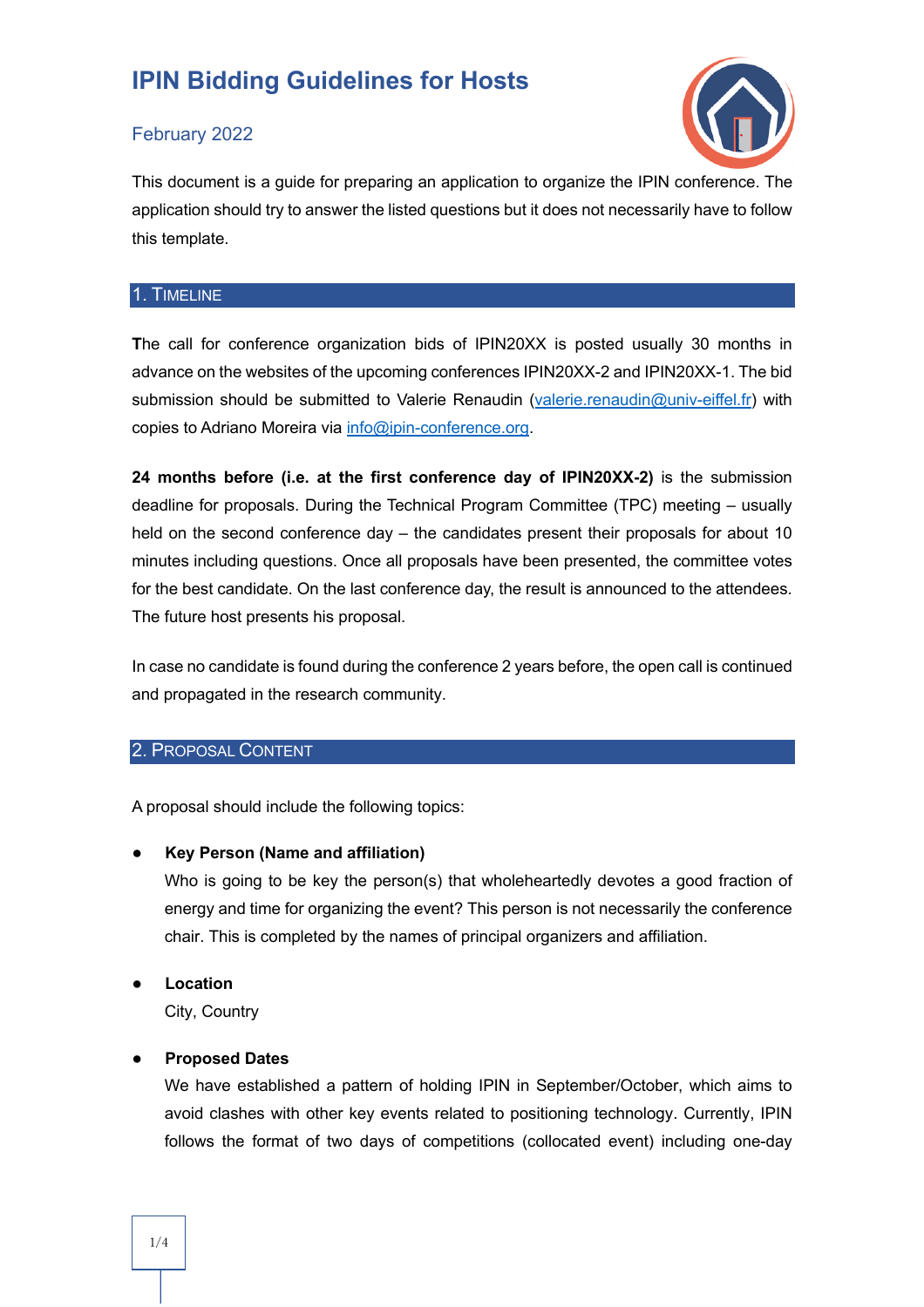# IPIN Bidding Guidelines for Hosts

February 2022

This document is a guide for preparing an application to organize the IPIN conference. The application should try to answer the listed questions but it does not necessarily have to follow this template.

## 1. Timeline

**T**he call for conference organization bids of IPIN20XX is posted usually 30 months in advance on the websites of the upcoming conferences IPIN20XX-2 and IPIN20XX-1. The bid submission should be submitted to Valerie Renaudin (valerie.renaudin@univ-eiffel.fr) with copies to Adriano Moreira via info@ipin-conference.org.

**24 months before (i.e. at the first conference day of IPIN20XX-2)** is the submission deadline for proposals. During the Technical Program Committee (TPC) meeting – usually held on the second conference day – the candidates present their proposals for about 10 minutes including questions. Once all proposals have been presented, the committee votes for the best candidate. On the last conference day, the result is announced to the attendees. The future host presents his proposal.

In case no candidate is found during the conference 2 years before, the open call is continued and propagated in the research community.

## 2. Proposal Content

A proposal should include the following topics:

- **Key Person (Name and affiliation)**
  Who is going to be key the person(s) that wholeheartedly devotes a good fraction of energy and time for organizing the event? This person is not necessarily the conference chair. This is completed by the names of principal organizers and affiliation.

- **Location**
  City, Country

- **Proposed Dates**
  We have established a pattern of holding IPIN in September/October, which aims to avoid clashes with other key events related to positioning technology. Currently, IPIN follows the format of two days of competitions (collocated event) including one-day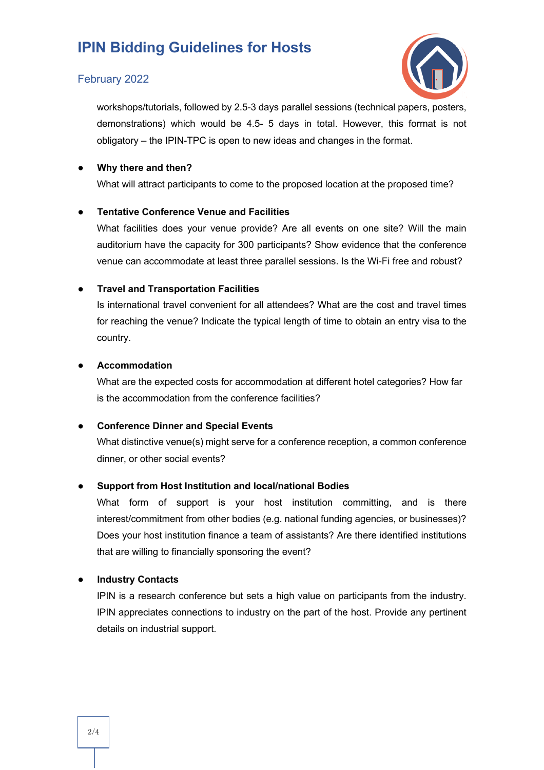workshops/tutorials, followed by 2.5-3 days parallel sessions (technical papers, posters, demonstrations) which would be 4.5- 5 days in total. However, this format is not obligatory – the IPIN-TPC is open to new ideas and changes in the format.

- **Why there and then?**
  What will attract participants to come to the proposed location at the proposed time?

- **Tentative Conference Venue and Facilities**
  What facilities does your venue provide? Are all events on one site? Will the main auditorium have the capacity for 300 participants? Show evidence that the conference venue can accommodate at least three parallel sessions. Is the Wi-Fi free and robust?

- **Travel and Transportation Facilities**
  Is international travel convenient for all attendees? What are the cost and travel times for reaching the venue? Indicate the typical length of time to obtain an entry visa to the country.

- **Accommodation**
  What are the expected costs for accommodation at different hotel categories? How far is the accommodation from the conference facilities?

- **Conference Dinner and Special Events**
  What distinctive venue(s) might serve for a conference reception, a common conference dinner, or other social events?

- **Support from Host Institution and local/national Bodies**
  What form of support is your host institution committing, and is there interest/commitment from other bodies (e.g. national funding agencies, or businesses)? Does your host institution finance a team of assistants? Are there identified institutions that are willing to financially sponsoring the event?

- **Industry Contacts**
  IPIN is a research conference but sets a high value on participants from the industry. IPIN appreciates connections to industry on the part of the host. Provide any pertinent details on industrial support.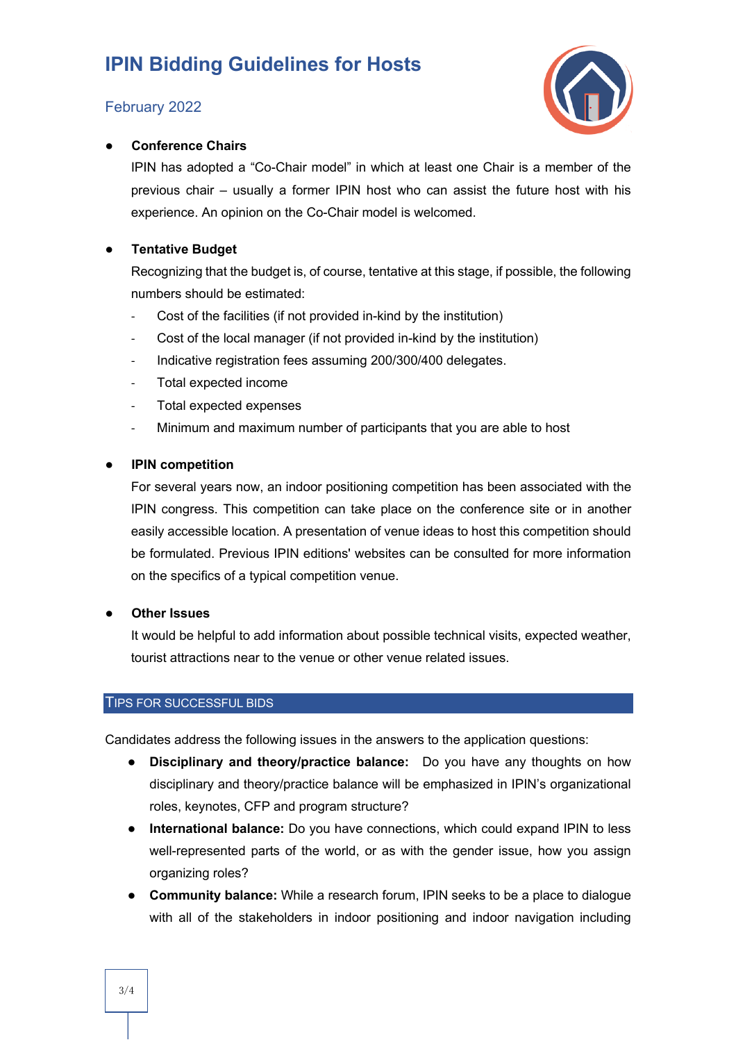# IPIN Bidding Guidelines for Hosts

February 2022

- **Conference Chairs**

  IPIN has adopted a "Co-Chair model" in which at least one Chair is a member of the previous chair – usually a former IPIN host who can assist the future host with his experience. An opinion on the Co-Chair model is welcomed.

- **Tentative Budget**

  Recognizing that the budget is, of course, tentative at this stage, if possible, the following numbers should be estimated:
  - Cost of the facilities (if not provided in-kind by the institution)
  - Cost of the local manager (if not provided in-kind by the institution)
  - Indicative registration fees assuming 200/300/400 delegates.
  - Total expected income
  - Total expected expenses
  - Minimum and maximum number of participants that you are able to host

- **IPIN competition**

  For several years now, an indoor positioning competition has been associated with the IPIN congress. This competition can take place on the conference site or in another easily accessible location. A presentation of venue ideas to host this competition should be formulated. Previous IPIN editions' websites can be consulted for more information on the specifics of a typical competition venue.

- **Other Issues**

  It would be helpful to add information about possible technical visits, expected weather, tourist attractions near to the venue or other venue related issues.

## TIPS FOR SUCCESSFUL BIDS

Candidates address the following issues in the answers to the application questions:

- **Disciplinary and theory/practice balance:** Do you have any thoughts on how disciplinary and theory/practice balance will be emphasized in IPIN's organizational roles, keynotes, CFP and program structure?
- **International balance:** Do you have connections, which could expand IPIN to less well-represented parts of the world, or as with the gender issue, how you assign organizing roles?
- **Community balance:** While a research forum, IPIN seeks to be a place to dialogue with all of the stakeholders in indoor positioning and indoor navigation including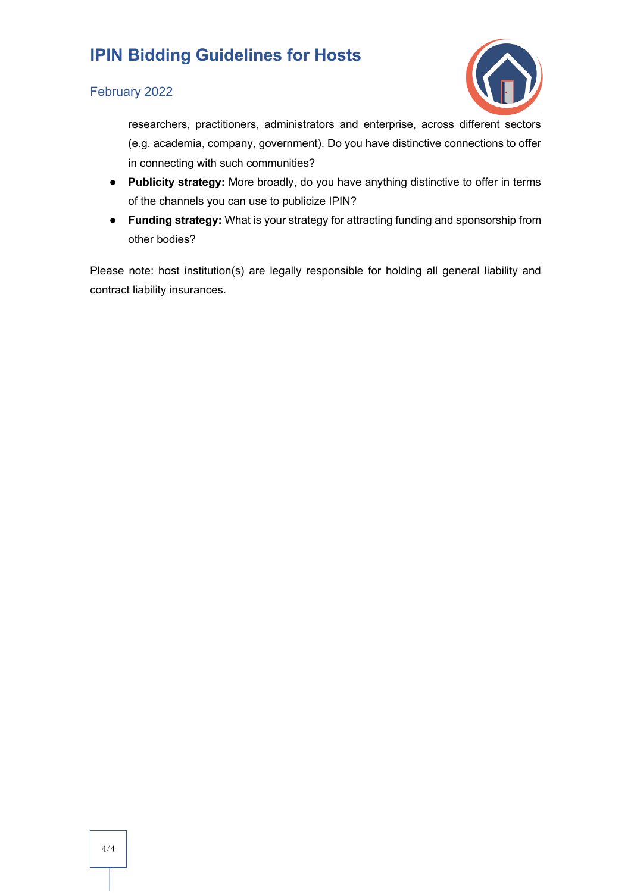researchers, practitioners, administrators and enterprise, across different sectors (e.g. academia, company, government). Do you have distinctive connections to offer in connecting with such communities?

- **Publicity strategy:** More broadly, do you have anything distinctive to offer in terms of the channels you can use to publicize IPIN?
- **Funding strategy:** What is your strategy for attracting funding and sponsorship from other bodies?

Please note: host institution(s) are legally responsible for holding all general liability and contract liability insurances.